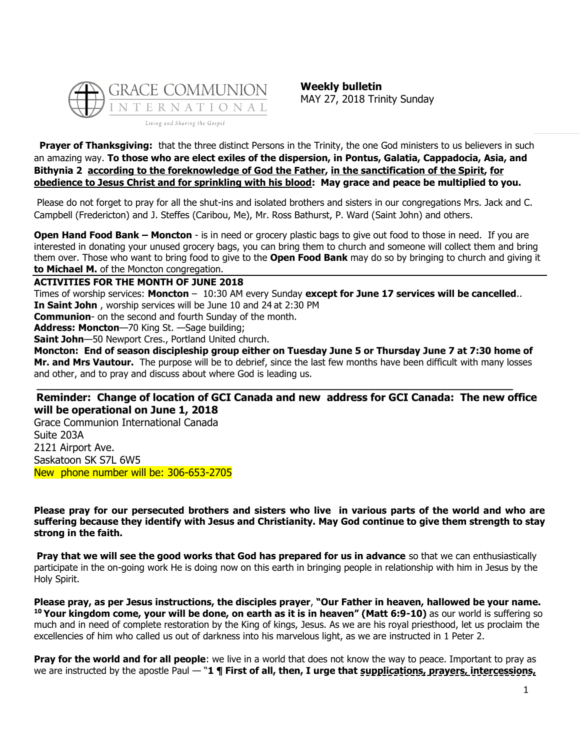GRACE COMMUNION INTERNATIONAL

Living and Sharing the Gospel

**Weekly bulletin**
MAY 27, 2018 Trinity Sunday

**Prayer of Thanksgiving:** that the three distinct Persons in the Trinity, the one God ministers to us believers in such an amazing way. **To those who are elect exiles of the dispersion, in Pontus, Galatia, Cappadocia, Asia, and Bithynia 2 according to the foreknowledge of God the Father, in the sanctification of the Spirit, for obedience to Jesus Christ and for sprinkling with his blood: May grace and peace be multiplied to you.**

Please do not forget to pray for all the shut-ins and isolated brothers and sisters in our congregations Mrs. Jack and C. Campbell (Fredericton) and J. Steffes (Caribou, Me), Mr. Ross Bathurst, P. Ward (Saint John) and others.

**Open Hand Food Bank – Moncton** - is in need or grocery plastic bags to give out food to those in need. If you are interested in donating your unused grocery bags, you can bring them to church and someone will collect them and bring them over. Those who want to bring food to give to the **Open Food Bank** may do so by bringing to church and giving it **to Michael M.** of the Moncton congregation.

**ACTIVITIES FOR THE MONTH OF JUNE 2018**

Times of worship services: **Moncton** – 10:30 AM every Sunday **except for June 17 services will be cancelled**..

**In Saint John** , worship services will be June 10 and 24 at 2:30 PM

**Communion**- on the second and fourth Sunday of the month.

**Address: Moncton**—70 King St. —Sage building;

**Saint John**—50 Newport Cres., Portland United church.

**Moncton: End of season discipleship group either on Tuesday June 5 or Thursday June 7 at 7:30 home of Mr. and Mrs Vautour.** The purpose will be to debrief, since the last few months have been difficult with many losses and other, and to pray and discuss about where God is leading us.

---

**Reminder: Change of location of GCI Canada and new address for GCI Canada: The new office will be operational on June 1, 2018**

Grace Communion International Canada
Suite 203A
2121 Airport Ave.
Saskatoon SK S7L 6W5
New phone number will be: 306-653-2705

**Please pray for our persecuted brothers and sisters who live in various parts of the world and who are suffering because they identify with Jesus and Christianity. May God continue to give them strength to stay strong in the faith.**

**Pray that we will see the good works that God has prepared for us in advance** so that we can enthusiastically participate in the on-going work He is doing now on this earth in bringing people in relationship with him in Jesus by the Holy Spirit.

**Please pray, as per Jesus instructions, the disciples prayer**, **"Our Father in heaven, hallowed be your name. [10] Your kingdom come, your will be done, on earth as it is in heaven" (Matt 6:9-10)** as our world is suffering so much and in need of complete restoration by the King of kings, Jesus. As we are his royal priesthood, let us proclaim the excellencies of him who called us out of darkness into his marvelous light, as we are instructed in 1 Peter 2.

**Pray for the world and for all people**: we live in a world that does not know the way to peace. Important to pray as we are instructed by the apostle Paul — "**1 ¶ First of all, then, I urge that supplications, prayers, intercessions,**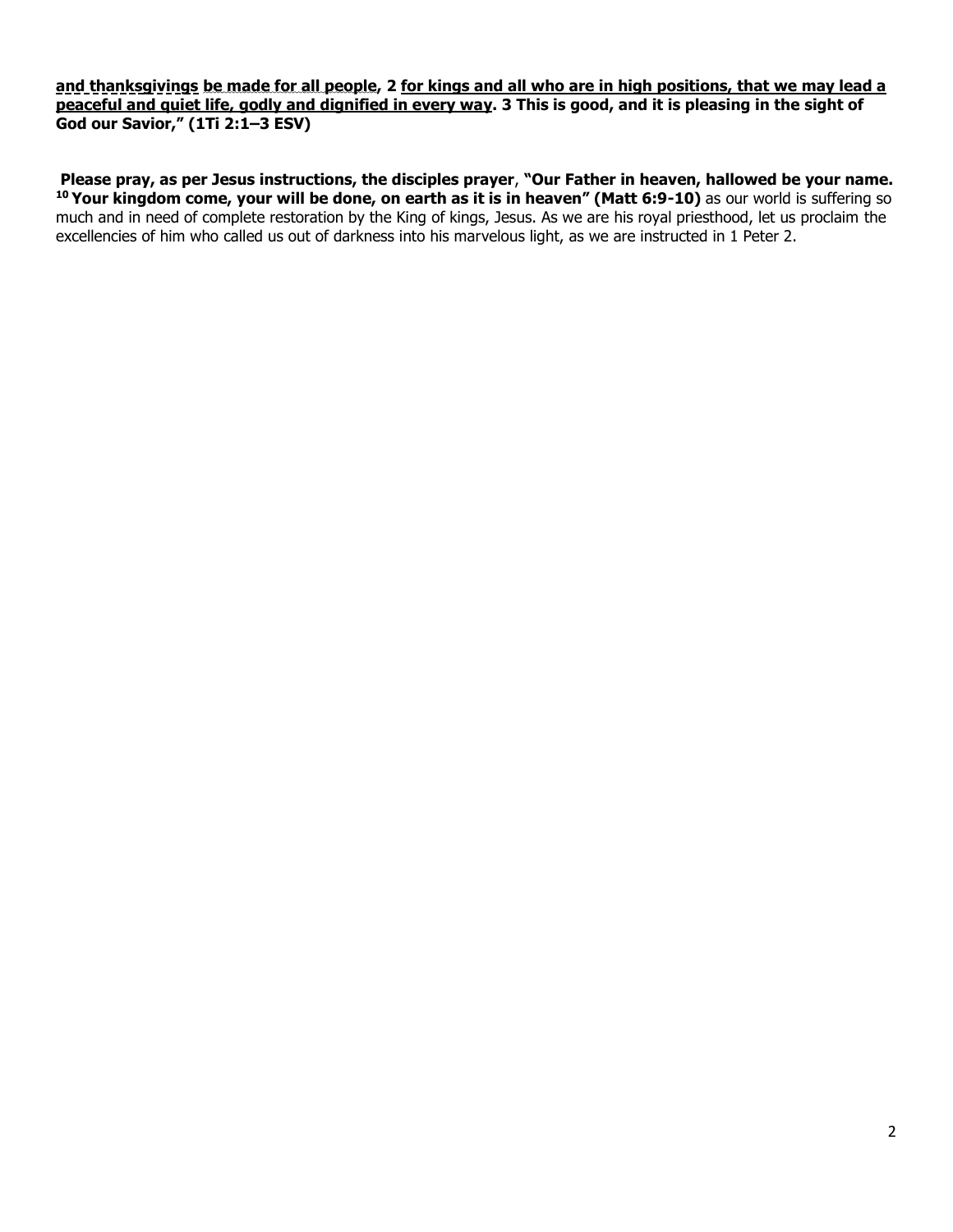**and thanksgivings be made for all people, 2 for kings and all who are in high positions, that we may lead a peaceful and quiet life, godly and dignified in every way. 3 This is good, and it is pleasing in the sight of God our Savior," (1Ti 2:1–3 ESV)**

**Please pray, as per Jesus instructions, the disciples prayer**, **"Our Father in heaven, hallowed be your name. [10] Your kingdom come, your will be done, on earth as it is in heaven" (Matt 6:9-10)** as our world is suffering so much and in need of complete restoration by the King of kings, Jesus. As we are his royal priesthood, let us proclaim the excellencies of him who called us out of darkness into his marvelous light, as we are instructed in 1 Peter 2.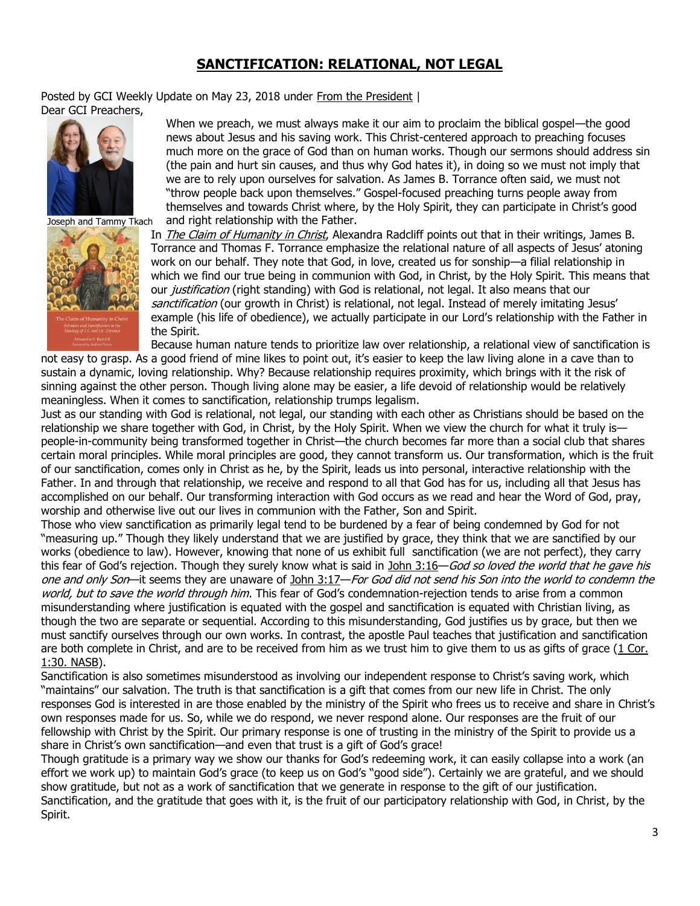# SANCTIFICATION: RELATIONAL, NOT LEGAL

Posted by GCI Weekly Update on May 23, 2018 under From the President |

Dear GCI Preachers,

Joseph and Tammy Tkach

When we preach, we must always make it our aim to proclaim the biblical gospel—the good news about Jesus and his saving work. This Christ-centered approach to preaching focuses much more on the grace of God than on human works. Though our sermons should address sin (the pain and hurt sin causes, and thus why God hates it), in doing so we must not imply that we are to rely upon ourselves for salvation. As James B. Torrance often said, we must not "throw people back upon themselves." Gospel-focused preaching turns people away from themselves and towards Christ where, by the Holy Spirit, they can participate in Christ's good and right relationship with the Father.

In *The Claim of Humanity in Christ*, Alexandra Radcliff points out that in their writings, James B. Torrance and Thomas F. Torrance emphasize the relational nature of all aspects of Jesus' atoning work on our behalf. They note that God, in love, created us for sonship—a filial relationship in which we find our true being in communion with God, in Christ, by the Holy Spirit. This means that our *justification* (right standing) with God is relational, not legal. It also means that our *sanctification* (our growth in Christ) is relational, not legal. Instead of merely imitating Jesus' example (his life of obedience), we actually participate in our Lord's relationship with the Father in the Spirit.

Because human nature tends to prioritize law over relationship, a relational view of sanctification is not easy to grasp. As a good friend of mine likes to point out, it's easier to keep the law living alone in a cave than to sustain a dynamic, loving relationship. Why? Because relationship requires proximity, which brings with it the risk of sinning against the other person. Though living alone may be easier, a life devoid of relationship would be relatively meaningless. When it comes to sanctification, relationship trumps legalism.

Just as our standing with God is relational, not legal, our standing with each other as Christians should be based on the relationship we share together with God, in Christ, by the Holy Spirit. When we view the church for what it truly is—people-in-community being transformed together in Christ—the church becomes far more than a social club that shares certain moral principles. While moral principles are good, they cannot transform us. Our transformation, which is the fruit of our sanctification, comes only in Christ as he, by the Spirit, leads us into personal, interactive relationship with the Father. In and through that relationship, we receive and respond to all that God has for us, including all that Jesus has accomplished on our behalf. Our transforming interaction with God occurs as we read and hear the Word of God, pray, worship and otherwise live out our lives in communion with the Father, Son and Spirit.

Those who view sanctification as primarily legal tend to be burdened by a fear of being condemned by God for not "measuring up." Though they likely understand that we are justified by grace, they think that we are sanctified by our works (obedience to law). However, knowing that none of us exhibit full sanctification (we are not perfect), they carry this fear of God's rejection. Though they surely know what is said in John 3:16—*God so loved the world that he gave his one and only Son*—it seems they are unaware of John 3:17—*For God did not send his Son into the world to condemn the world, but to save the world through him*. This fear of God's condemnation-rejection tends to arise from a common misunderstanding where justification is equated with the gospel and sanctification is equated with Christian living, as though the two are separate or sequential. According to this misunderstanding, God justifies us by grace, but then we must sanctify ourselves through our own works. In contrast, the apostle Paul teaches that justification and sanctification are both complete in Christ, and are to be received from him as we trust him to give them to us as gifts of grace (1 Cor. 1:30. NASB).

Sanctification is also sometimes misunderstood as involving our independent response to Christ's saving work, which "maintains" our salvation. The truth is that sanctification is a gift that comes from our new life in Christ. The only responses God is interested in are those enabled by the ministry of the Spirit who frees us to receive and share in Christ's own responses made for us. So, while we do respond, we never respond alone. Our responses are the fruit of our fellowship with Christ by the Spirit. Our primary response is one of trusting in the ministry of the Spirit to provide us a share in Christ's own sanctification—and even that trust is a gift of God's grace!

Though gratitude is a primary way we show our thanks for God's redeeming work, it can easily collapse into a work (an effort we work up) to maintain God's grace (to keep us on God's "good side"). Certainly we are grateful, and we should show gratitude, but not as a work of sanctification that we generate in response to the gift of our justification. Sanctification, and the gratitude that goes with it, is the fruit of our participatory relationship with God, in Christ, by the Spirit.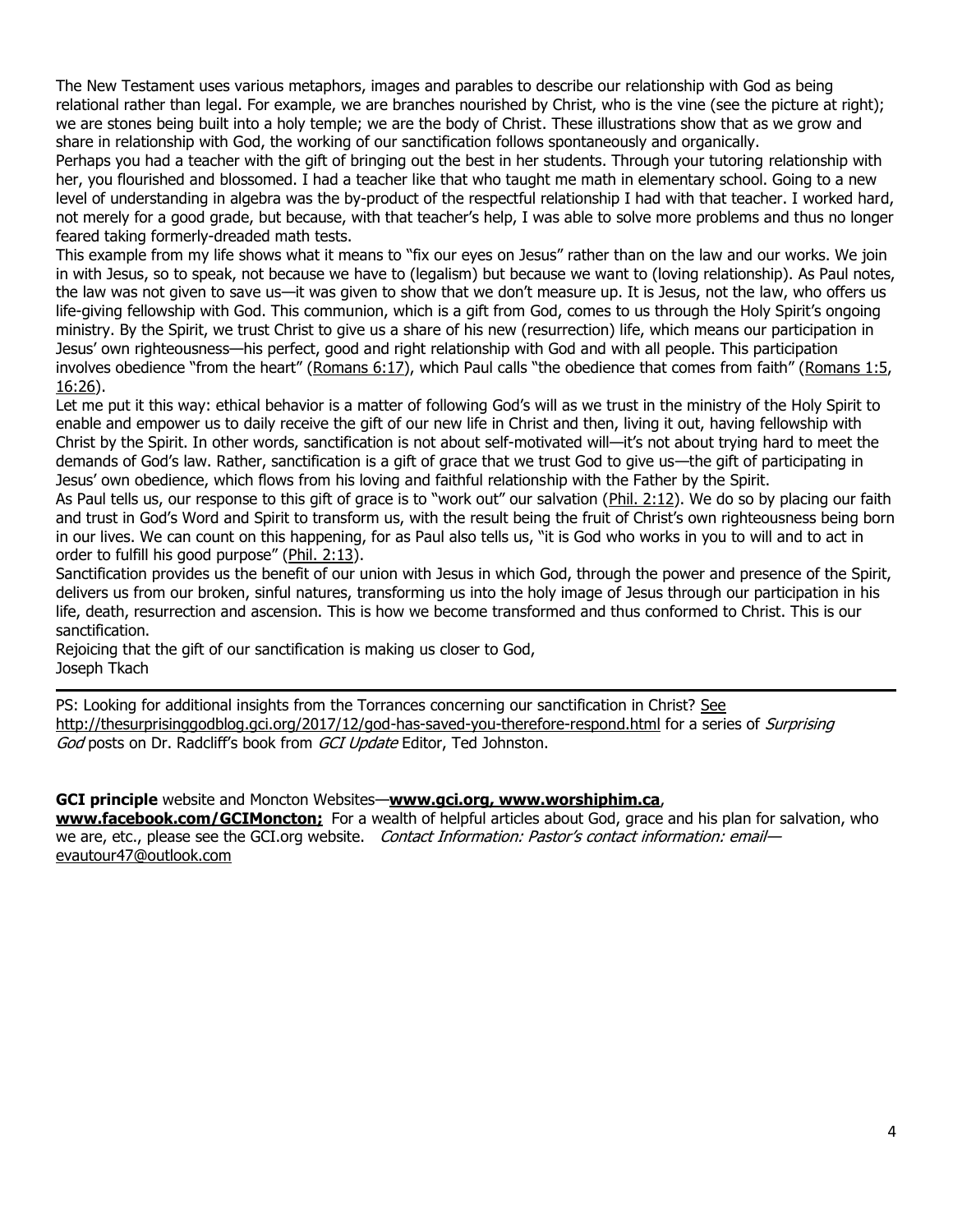The New Testament uses various metaphors, images and parables to describe our relationship with God as being relational rather than legal. For example, we are branches nourished by Christ, who is the vine (see the picture at right); we are stones being built into a holy temple; we are the body of Christ. These illustrations show that as we grow and share in relationship with God, the working of our sanctification follows spontaneously and organically.

Perhaps you had a teacher with the gift of bringing out the best in her students. Through your tutoring relationship with her, you flourished and blossomed. I had a teacher like that who taught me math in elementary school. Going to a new level of understanding in algebra was the by-product of the respectful relationship I had with that teacher. I worked hard, not merely for a good grade, but because, with that teacher's help, I was able to solve more problems and thus no longer feared taking formerly-dreaded math tests.

This example from my life shows what it means to "fix our eyes on Jesus" rather than on the law and our works. We join in with Jesus, so to speak, not because we have to (legalism) but because we want to (loving relationship). As Paul notes, the law was not given to save us—it was given to show that we don't measure up. It is Jesus, not the law, who offers us life-giving fellowship with God. This communion, which is a gift from God, comes to us through the Holy Spirit's ongoing ministry. By the Spirit, we trust Christ to give us a share of his new (resurrection) life, which means our participation in Jesus' own righteousness—his perfect, good and right relationship with God and with all people. This participation involves obedience "from the heart" (Romans 6:17), which Paul calls "the obedience that comes from faith" (Romans 1:5, 16:26).

Let me put it this way: ethical behavior is a matter of following God's will as we trust in the ministry of the Holy Spirit to enable and empower us to daily receive the gift of our new life in Christ and then, living it out, having fellowship with Christ by the Spirit. In other words, sanctification is not about self-motivated will—it's not about trying hard to meet the demands of God's law. Rather, sanctification is a gift of grace that we trust God to give us—the gift of participating in Jesus' own obedience, which flows from his loving and faithful relationship with the Father by the Spirit.

As Paul tells us, our response to this gift of grace is to "work out" our salvation (Phil. 2:12). We do so by placing our faith and trust in God's Word and Spirit to transform us, with the result being the fruit of Christ's own righteousness being born in our lives. We can count on this happening, for as Paul also tells us, "it is God who works in you to will and to act in order to fulfill his good purpose" (Phil. 2:13).

Sanctification provides us the benefit of our union with Jesus in which God, through the power and presence of the Spirit, delivers us from our broken, sinful natures, transforming us into the holy image of Jesus through our participation in his life, death, resurrection and ascension. This is how we become transformed and thus conformed to Christ. This is our sanctification.

Rejoicing that the gift of our sanctification is making us closer to God,
Joseph Tkach

---

PS: Looking for additional insights from the Torrances concerning our sanctification in Christ? See http://thesurprisinggodblog.gci.org/2017/12/god-has-saved-you-therefore-respond.html for a series of *Surprising God* posts on Dr. Radcliff's book from *GCI Update* Editor, Ted Johnston.

**GCI principle** website and Moncton Websites—**www.gci.org, www.worshiphim.ca**, **www.facebook.com/GCIMoncton;** For a wealth of helpful articles about God, grace and his plan for salvation, who we are, etc., please see the GCI.org website. *Contact Information: Pastor's contact information: email—* evautour47@outlook.com